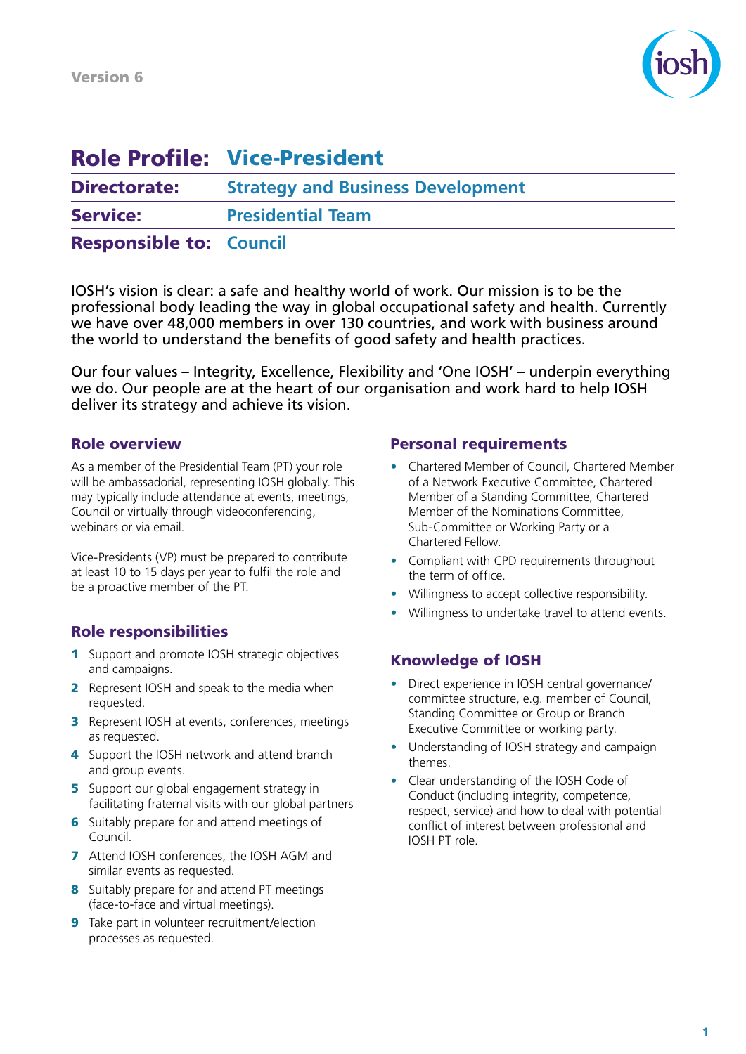Version 6

# Role Profile: Vice-President

**Directorate:** Strategy and Business Development

**Service:** Presidential Team

**Responsible to:** Council

IOSH's vision is clear: a safe and healthy world of work. Our mission is to be the professional body leading the way in global occupational safety and health. Currently we have over 48,000 members in over 130 countries, and work with business around the world to understand the benefits of good safety and health practices.

Our four values – Integrity, Excellence, Flexibility and 'One IOSH' – underpin everything we do. Our people are at the heart of our organisation and work hard to help IOSH deliver its strategy and achieve its vision.

## Role overview

As a member of the Presidential Team (PT) your role will be ambassadorial, representing IOSH globally. This may typically include attendance at events, meetings, Council or virtually through videoconferencing, webinars or via email.

Vice-Presidents (VP) must be prepared to contribute at least 10 to 15 days per year to fulfil the role and be a proactive member of the PT.

## Role responsibilities

1. Support and promote IOSH strategic objectives and campaigns.
2. Represent IOSH and speak to the media when requested.
3. Represent IOSH at events, conferences, meetings as requested.
4. Support the IOSH network and attend branch and group events.
5. Support our global engagement strategy in facilitating fraternal visits with our global partners
6. Suitably prepare for and attend meetings of Council.
7. Attend IOSH conferences, the IOSH AGM and similar events as requested.
8. Suitably prepare for and attend PT meetings (face-to-face and virtual meetings).
9. Take part in volunteer recruitment/election processes as requested.

## Personal requirements

- Chartered Member of Council, Chartered Member of a Network Executive Committee, Chartered Member of a Standing Committee, Chartered Member of the Nominations Committee, Sub-Committee or Working Party or a Chartered Fellow.
- Compliant with CPD requirements throughout the term of office.
- Willingness to accept collective responsibility.
- Willingness to undertake travel to attend events.

## Knowledge of IOSH

- Direct experience in IOSH central governance/committee structure, e.g. member of Council, Standing Committee or Group or Branch Executive Committee or working party.
- Understanding of IOSH strategy and campaign themes.
- Clear understanding of the IOSH Code of Conduct (including integrity, competence, respect, service) and how to deal with potential conflict of interest between professional and IOSH PT role.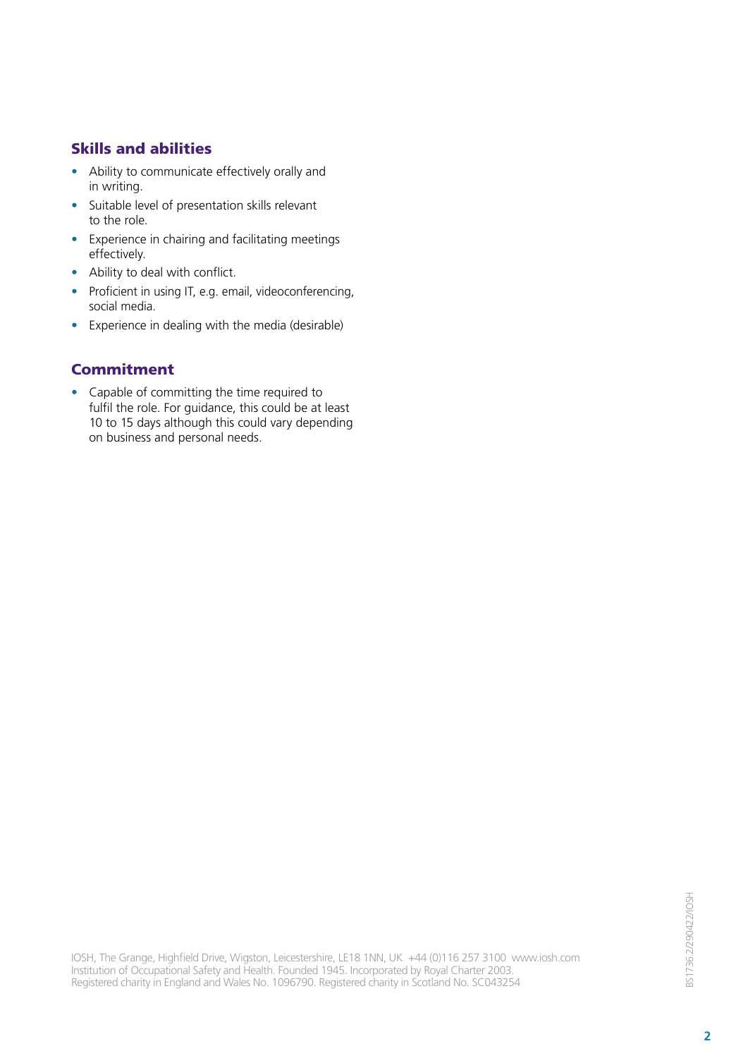## Skills and abilities

- Ability to communicate effectively orally and in writing.
- Suitable level of presentation skills relevant to the role.
- Experience in chairing and facilitating meetings effectively.
- Ability to deal with conflict.
- Proficient in using IT, e.g. email, videoconferencing, social media.
- Experience in dealing with the media (desirable)

## Commitment

- Capable of committing the time required to fulfil the role. For guidance, this could be at least 10 to 15 days although this could vary depending on business and personal needs.

IOSH, The Grange, Highfield Drive, Wigston, Leicestershire, LE18 1NN, UK +44 (0)116 257 3100 www.iosh.com
Institution of Occupational Safety and Health. Founded 1945. Incorporated by Royal Charter 2003.
Registered charity in England and Wales No. 1096790. Registered charity in Scotland No. SC043254

BS1736.2/290422/IOSH